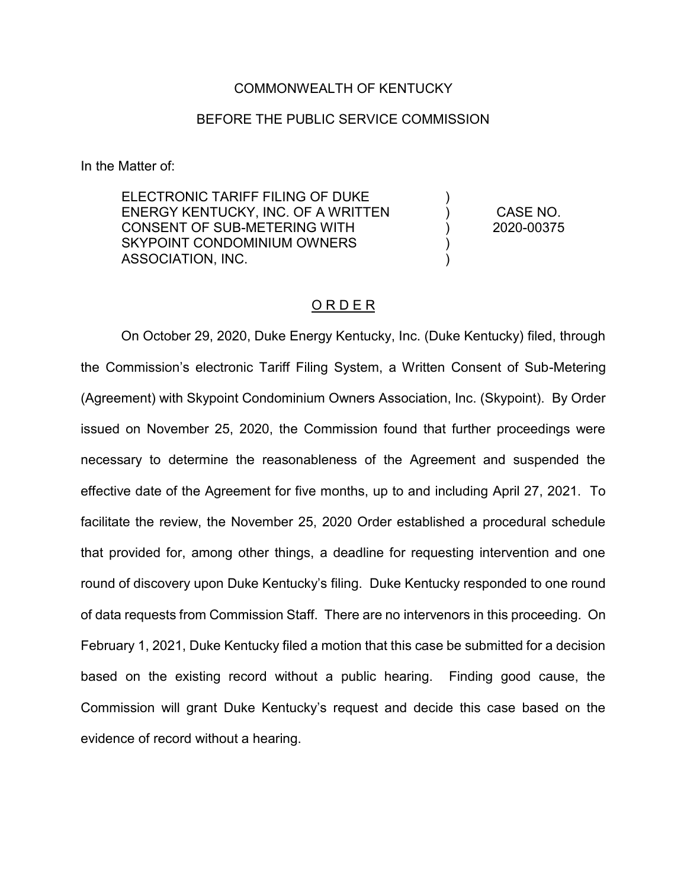COMMONWEALTH OF KENTUCKY

BEFORE THE PUBLIC SERVICE COMMISSION

In the Matter of:

| | | |
|---|---|---|
| ELECTRONIC TARIFF FILING OF DUKE ENERGY KENTUCKY, INC. OF A WRITTEN CONSENT OF SUB-METERING WITH SKYPOINT CONDOMINIUM OWNERS ASSOCIATION, INC. | ) ) ) ) ) | CASE NO. 2020-00375 |

## O R D E R

On October 29, 2020, Duke Energy Kentucky, Inc. (Duke Kentucky) filed, through the Commission's electronic Tariff Filing System, a Written Consent of Sub-Metering (Agreement) with Skypoint Condominium Owners Association, Inc. (Skypoint). By Order issued on November 25, 2020, the Commission found that further proceedings were necessary to determine the reasonableness of the Agreement and suspended the effective date of the Agreement for five months, up to and including April 27, 2021. To facilitate the review, the November 25, 2020 Order established a procedural schedule that provided for, among other things, a deadline for requesting intervention and one round of discovery upon Duke Kentucky's filing. Duke Kentucky responded to one round of data requests from Commission Staff. There are no intervenors in this proceeding. On February 1, 2021, Duke Kentucky filed a motion that this case be submitted for a decision based on the existing record without a public hearing. Finding good cause, the Commission will grant Duke Kentucky's request and decide this case based on the evidence of record without a hearing.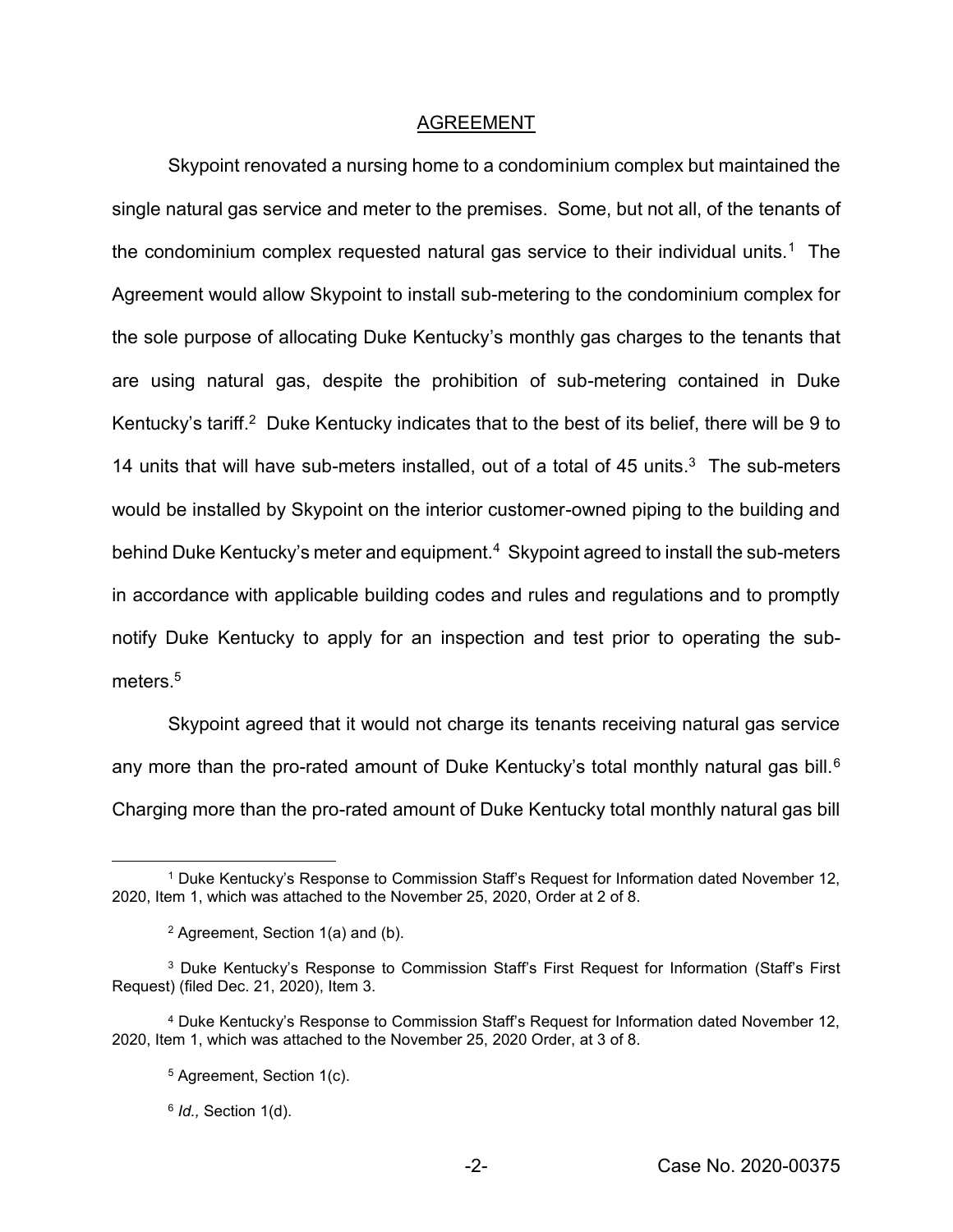## AGREEMENT

Skypoint renovated a nursing home to a condominium complex but maintained the single natural gas service and meter to the premises. Some, but not all, of the tenants of the condominium complex requested natural gas service to their individual units.[1] The Agreement would allow Skypoint to install sub-metering to the condominium complex for the sole purpose of allocating Duke Kentucky's monthly gas charges to the tenants that are using natural gas, despite the prohibition of sub-metering contained in Duke Kentucky's tariff.[2] Duke Kentucky indicates that to the best of its belief, there will be 9 to 14 units that will have sub-meters installed, out of a total of 45 units.[3] The sub-meters would be installed by Skypoint on the interior customer-owned piping to the building and behind Duke Kentucky's meter and equipment.[4] Skypoint agreed to install the sub-meters in accordance with applicable building codes and rules and regulations and to promptly notify Duke Kentucky to apply for an inspection and test prior to operating the sub-meters.[5]

Skypoint agreed that it would not charge its tenants receiving natural gas service any more than the pro-rated amount of Duke Kentucky's total monthly natural gas bill.[6] Charging more than the pro-rated amount of Duke Kentucky total monthly natural gas bill

---

[1] Duke Kentucky's Response to Commission Staff's Request for Information dated November 12, 2020, Item 1, which was attached to the November 25, 2020, Order at 2 of 8.

[2] Agreement, Section 1(a) and (b).

[3] Duke Kentucky's Response to Commission Staff's First Request for Information (Staff's First Request) (filed Dec. 21, 2020), Item 3.

[4] Duke Kentucky's Response to Commission Staff's Request for Information dated November 12, 2020, Item 1, which was attached to the November 25, 2020 Order, at 3 of 8.

[5] Agreement, Section 1(c).

[6] *Id.,* Section 1(d).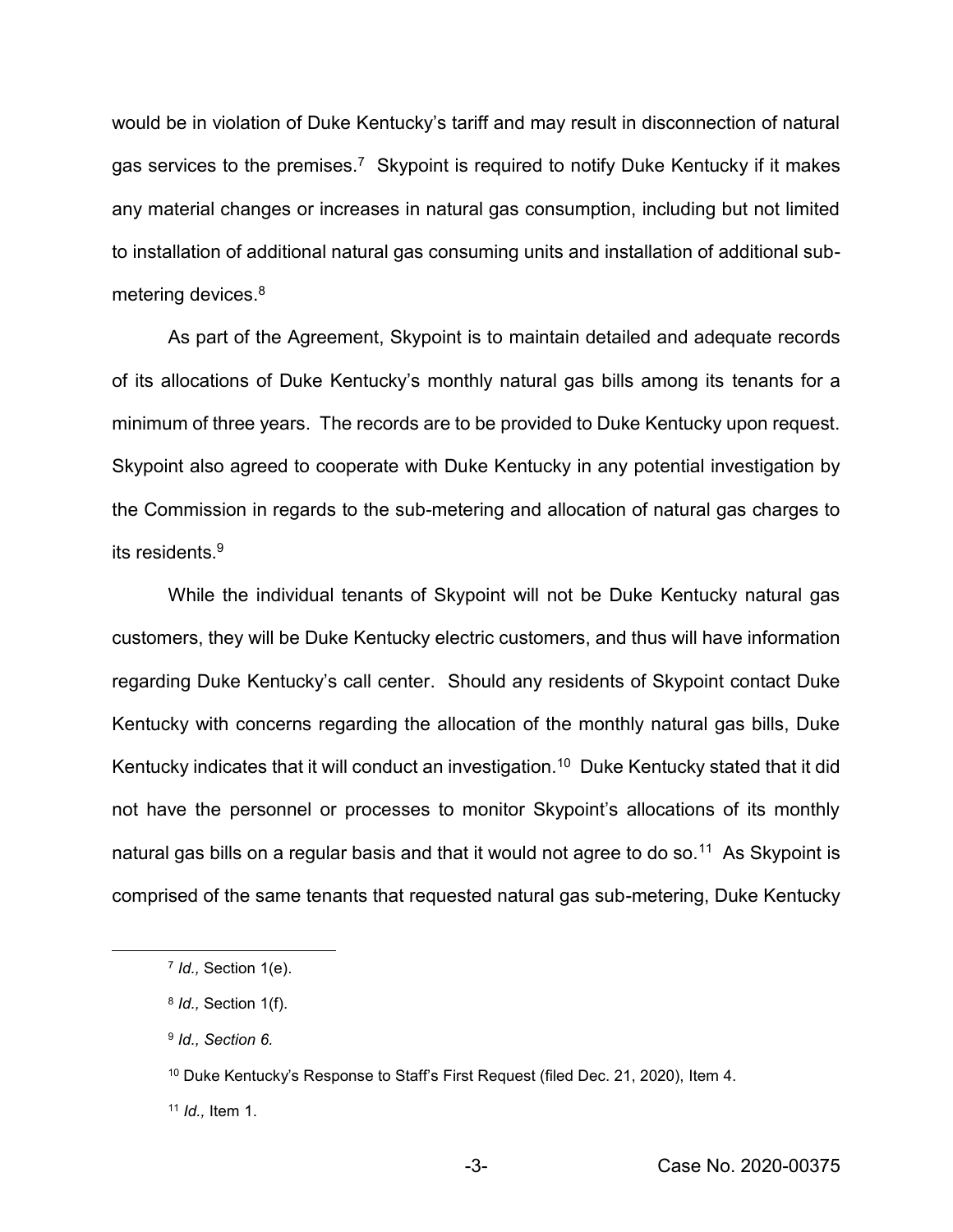would be in violation of Duke Kentucky's tariff and may result in disconnection of natural gas services to the premises.[7] Skypoint is required to notify Duke Kentucky if it makes any material changes or increases in natural gas consumption, including but not limited to installation of additional natural gas consuming units and installation of additional sub-metering devices.[8]

As part of the Agreement, Skypoint is to maintain detailed and adequate records of its allocations of Duke Kentucky's monthly natural gas bills among its tenants for a minimum of three years. The records are to be provided to Duke Kentucky upon request. Skypoint also agreed to cooperate with Duke Kentucky in any potential investigation by the Commission in regards to the sub-metering and allocation of natural gas charges to its residents.[9]

While the individual tenants of Skypoint will not be Duke Kentucky natural gas customers, they will be Duke Kentucky electric customers, and thus will have information regarding Duke Kentucky's call center. Should any residents of Skypoint contact Duke Kentucky with concerns regarding the allocation of the monthly natural gas bills, Duke Kentucky indicates that it will conduct an investigation.[10] Duke Kentucky stated that it did not have the personnel or processes to monitor Skypoint's allocations of its monthly natural gas bills on a regular basis and that it would not agree to do so.[11] As Skypoint is comprised of the same tenants that requested natural gas sub-metering, Duke Kentucky

---

[7] *Id.,* Section 1(e).

[8] *Id.,* Section 1(f).

[9] *Id., Section 6.*

[10] Duke Kentucky's Response to Staff's First Request (filed Dec. 21, 2020), Item 4.

[11] *Id.,* Item 1.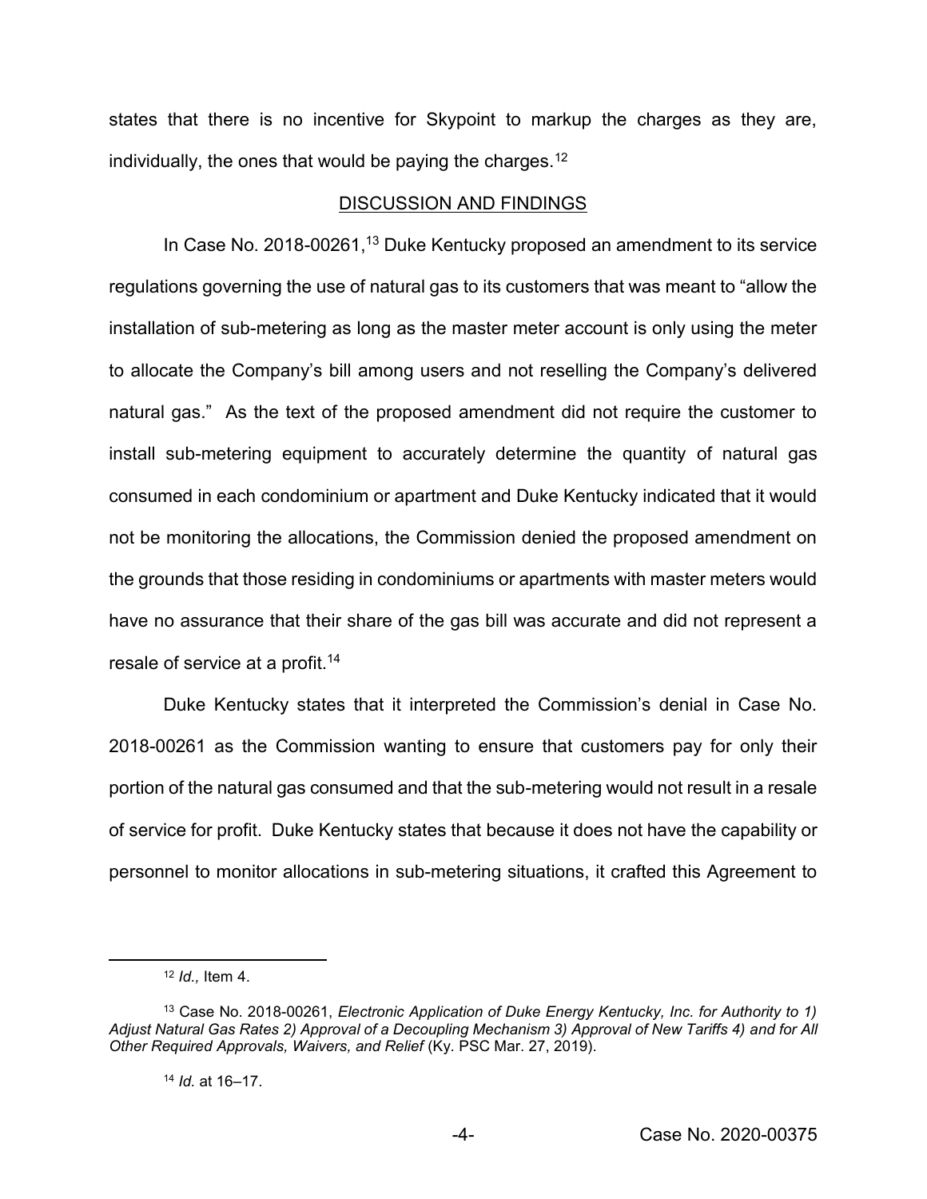states that there is no incentive for Skypoint to markup the charges as they are, individually, the ones that would be paying the charges.[12]

## DISCUSSION AND FINDINGS

In Case No. 2018-00261,[13] Duke Kentucky proposed an amendment to its service regulations governing the use of natural gas to its customers that was meant to "allow the installation of sub-metering as long as the master meter account is only using the meter to allocate the Company's bill among users and not reselling the Company's delivered natural gas." As the text of the proposed amendment did not require the customer to install sub-metering equipment to accurately determine the quantity of natural gas consumed in each condominium or apartment and Duke Kentucky indicated that it would not be monitoring the allocations, the Commission denied the proposed amendment on the grounds that those residing in condominiums or apartments with master meters would have no assurance that their share of the gas bill was accurate and did not represent a resale of service at a profit.[14]

Duke Kentucky states that it interpreted the Commission's denial in Case No. 2018-00261 as the Commission wanting to ensure that customers pay for only their portion of the natural gas consumed and that the sub-metering would not result in a resale of service for profit. Duke Kentucky states that because it does not have the capability or personnel to monitor allocations in sub-metering situations, it crafted this Agreement to

---

[12] *Id.,* Item 4.

[13] Case No. 2018-00261, *Electronic Application of Duke Energy Kentucky, Inc. for Authority to 1) Adjust Natural Gas Rates 2) Approval of a Decoupling Mechanism 3) Approval of New Tariffs 4) and for All Other Required Approvals, Waivers, and Relief* (Ky. PSC Mar. 27, 2019).

[14] *Id.* at 16–17.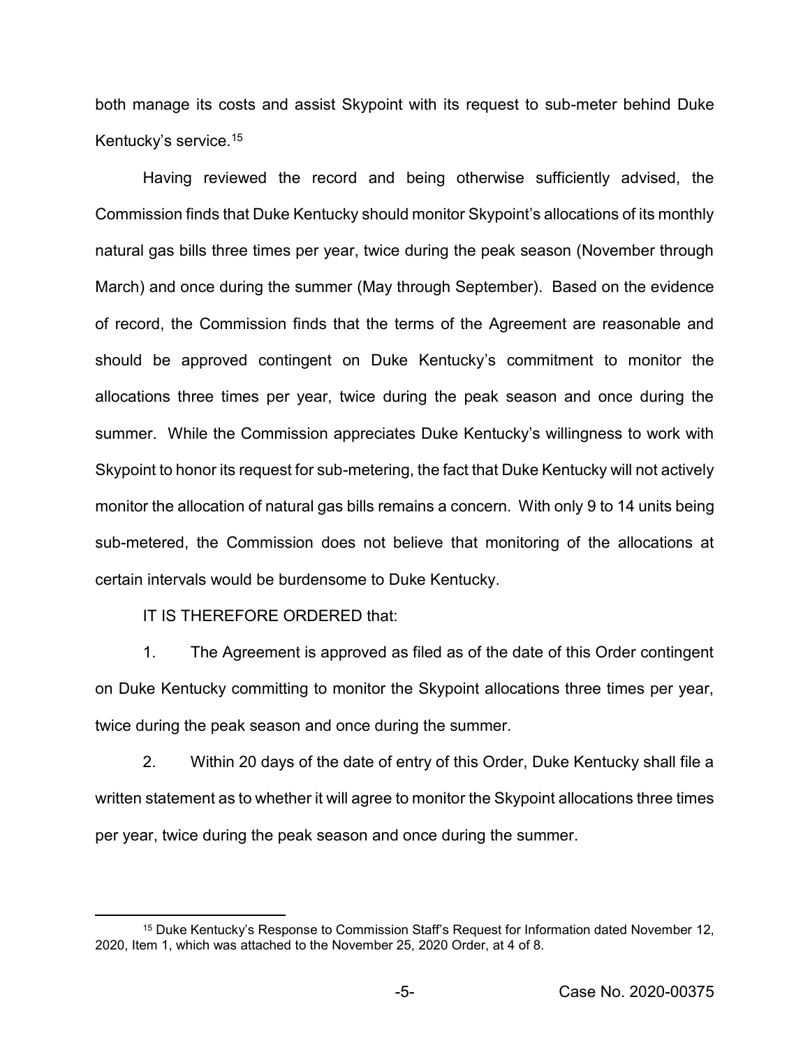both manage its costs and assist Skypoint with its request to sub-meter behind Duke Kentucky's service.[15]

Having reviewed the record and being otherwise sufficiently advised, the Commission finds that Duke Kentucky should monitor Skypoint's allocations of its monthly natural gas bills three times per year, twice during the peak season (November through March) and once during the summer (May through September). Based on the evidence of record, the Commission finds that the terms of the Agreement are reasonable and should be approved contingent on Duke Kentucky's commitment to monitor the allocations three times per year, twice during the peak season and once during the summer. While the Commission appreciates Duke Kentucky's willingness to work with Skypoint to honor its request for sub-metering, the fact that Duke Kentucky will not actively monitor the allocation of natural gas bills remains a concern. With only 9 to 14 units being sub-metered, the Commission does not believe that monitoring of the allocations at certain intervals would be burdensome to Duke Kentucky.

IT IS THEREFORE ORDERED that:

1. The Agreement is approved as filed as of the date of this Order contingent on Duke Kentucky committing to monitor the Skypoint allocations three times per year, twice during the peak season and once during the summer.

2. Within 20 days of the date of entry of this Order, Duke Kentucky shall file a written statement as to whether it will agree to monitor the Skypoint allocations three times per year, twice during the peak season and once during the summer.

---

[15] Duke Kentucky's Response to Commission Staff's Request for Information dated November 12, 2020, Item 1, which was attached to the November 25, 2020 Order, at 4 of 8.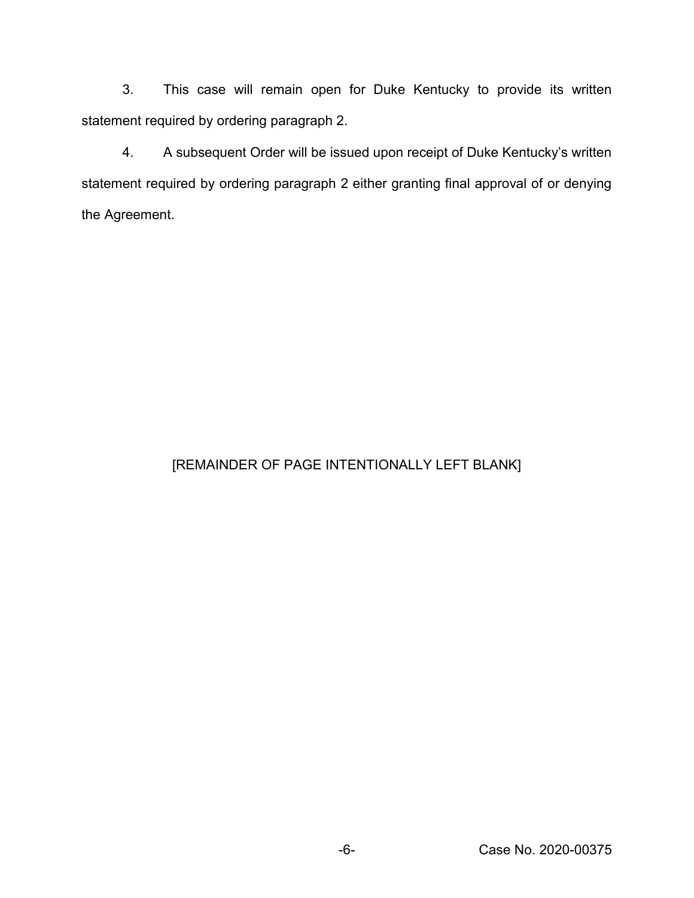3. This case will remain open for Duke Kentucky to provide its written statement required by ordering paragraph 2.

4. A subsequent Order will be issued upon receipt of Duke Kentucky's written statement required by ordering paragraph 2 either granting final approval of or denying the Agreement.

[REMAINDER OF PAGE INTENTIONALLY LEFT BLANK]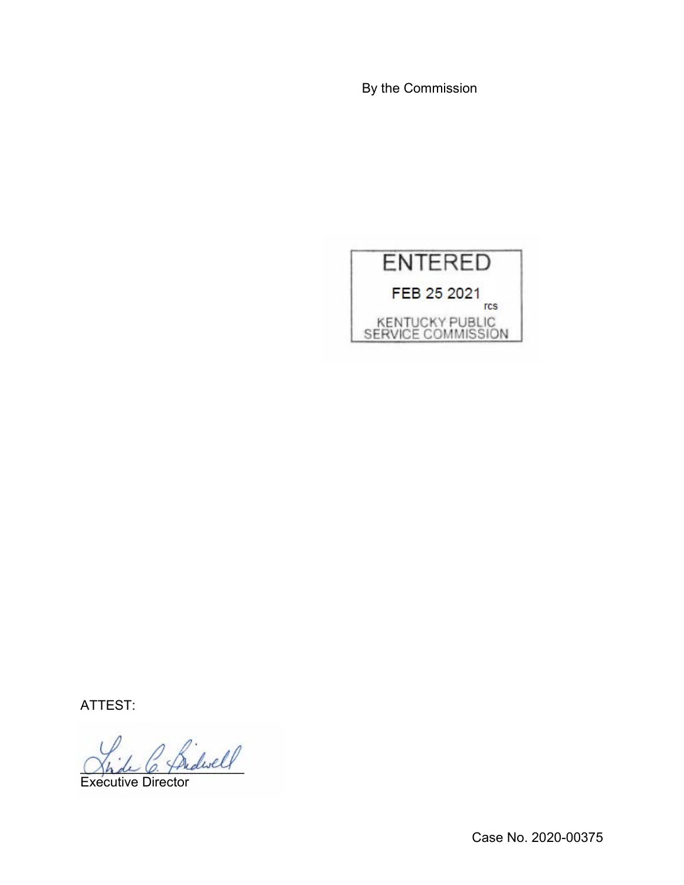By the Commission

ENTERED

FEB 25 2021

rcs

KENTUCKY PUBLIC SERVICE COMMISSION

ATTEST:

Executive Director

Case No. 2020-00375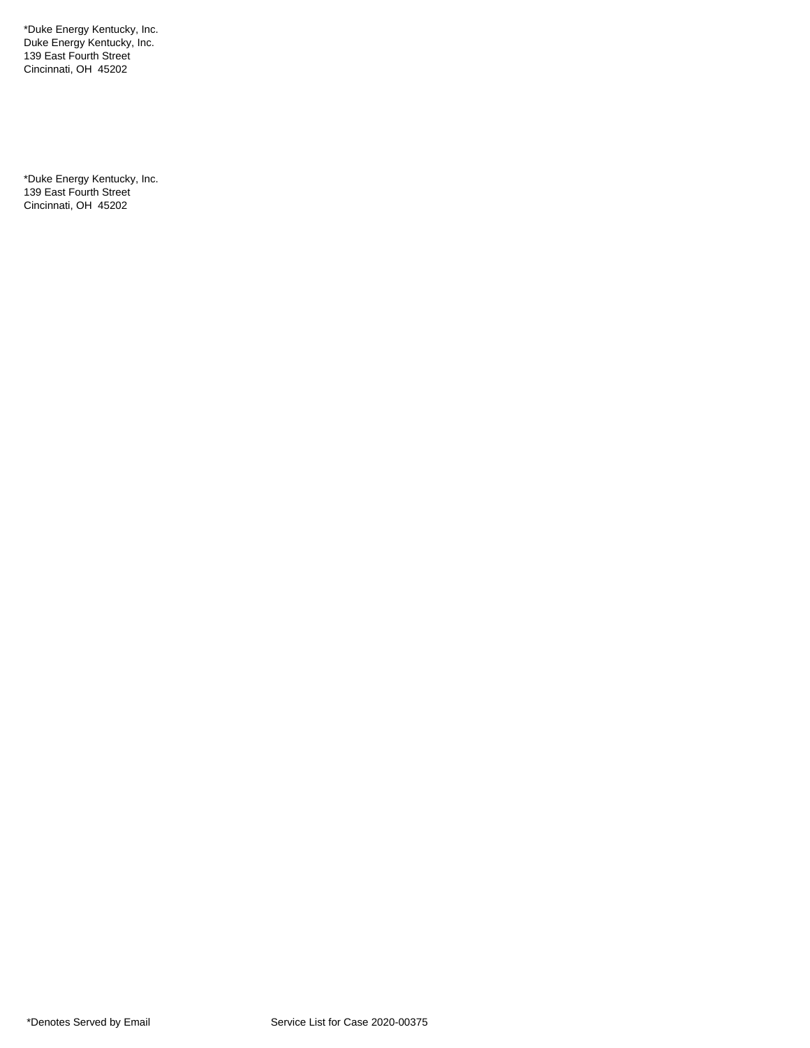*Duke Energy Kentucky, Inc.
Duke Energy Kentucky, Inc.
139 East Fourth Street
Cincinnati, OH  45202

*Duke Energy Kentucky, Inc.
139 East Fourth Street
Cincinnati, OH  45202

*Denotes Served by Email

Service List for Case 2020-00375